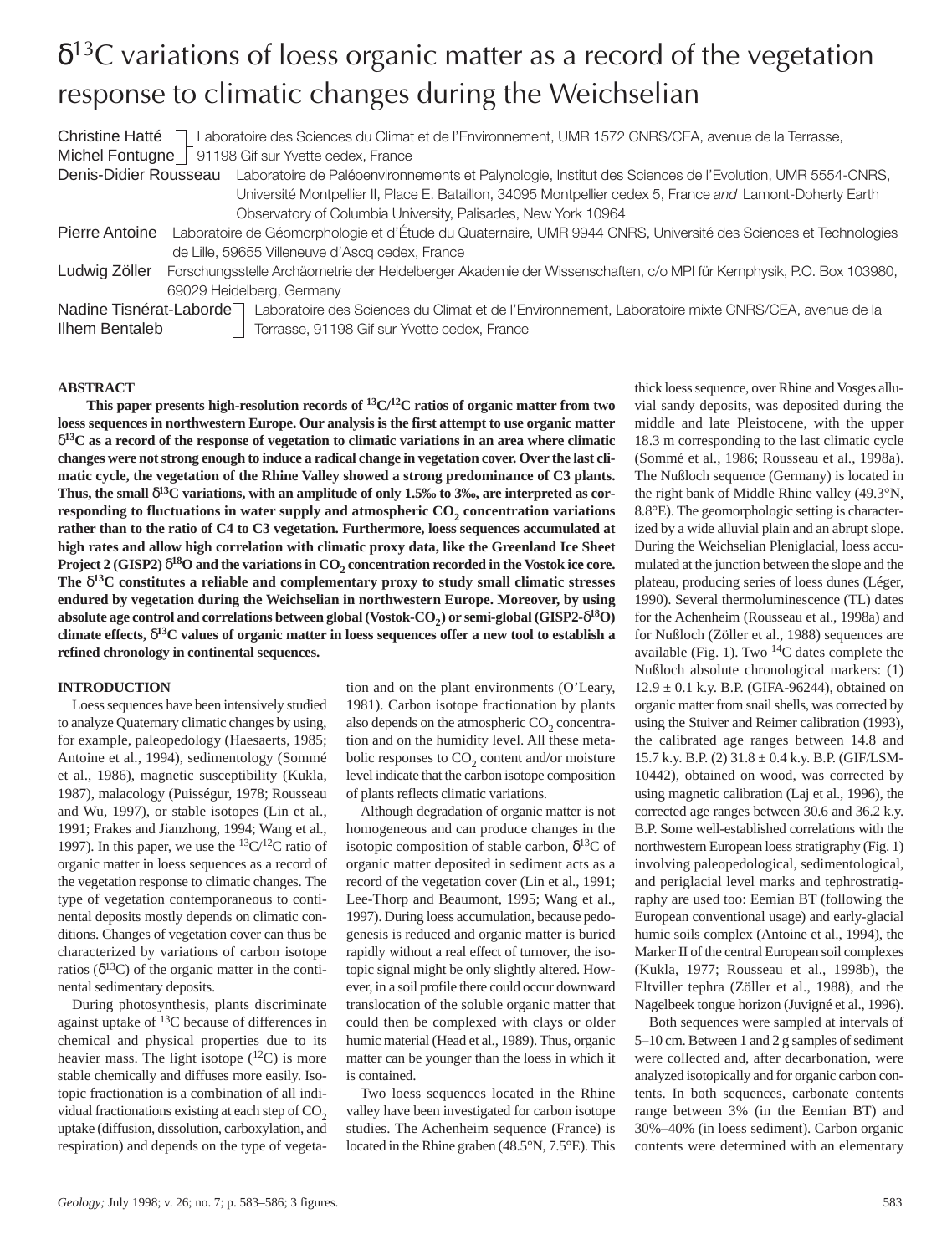# $\delta^{13}C$ variations of loess organic matter as a record of the vegetation response to climatic changes during the Weichselian

Christine Hatté, Michel Fontugne — Laboratoire des Sciences du Climat et de l'Environnement, UMR 1572 CNRS/CEA, avenue de la Terrasse, 91198 Gif sur Yvette cedex, France

Denis-Didier Rousseau — Laboratoire de Paléoenvironnements et Palynologie, Institut des Sciences de l'Evolution, UMR 5554-CNRS, Université Montpellier II, Place E. Bataillon, 34095 Montpellier cedex 5, France *and* Lamont-Doherty Earth Observatory of Columbia University, Palisades, New York 10964

Pierre Antoine — Laboratoire de Géomorphologie et d'Étude du Quaternaire, UMR 9944 CNRS, Université des Sciences et Technologies de Lille, 59655 Villeneuve d'Ascq cedex, France

Ludwig Zöller — Forschungsstelle Archäometrie der Heidelberger Akademie der Wissenschaften, c/o MPI für Kernphysik, P.O. Box 103980, 69029 Heidelberg, Germany

Nadine Tisnérat-Laborde, Ilhem Bentaleb — Laboratoire des Sciences du Climat et de l'Environnement, Laboratoire mixte CNRS/CEA, avenue de la Terrasse, 91198 Gif sur Yvette cedex, France

## ABSTRACT

**This paper presents high-resolution records of $^{13}C/^{12}C$ ratios of organic matter from two loess sequences in northwestern Europe. Our analysis is the first attempt to use organic matter $\delta^{13}C$ as a record of the response of vegetation to climatic variations in an area where climatic changes were not strong enough to induce a radical change in vegetation cover. Over the last climatic cycle, the vegetation of the Rhine Valley showed a strong predominance of C3 plants. Thus, the small $\delta^{13}C$ variations, with an amplitude of only 1.5‰ to 3‰, are interpreted as corresponding to fluctuations in water supply and atmospheric $CO_2$ concentration variations rather than to the ratio of C4 to C3 vegetation. Furthermore, loess sequences accumulated at high rates and allow high correlation with climatic proxy data, like the Greenland Ice Sheet Project 2 (GISP2) $\delta^{18}O$ and the variations in $CO_2$ concentration recorded in the Vostok ice core. The $\delta^{13}C$ constitutes a reliable and complementary proxy to study small climatic stresses endured by vegetation during the Weichselian in northwestern Europe. Moreover, by using absolute age control and correlations between global (Vostok-$CO_2$) or semi-global (GISP2-$\delta^{18}O$) climate effects, $\delta^{13}C$ values of organic matter in loess sequences offer a new tool to establish a refined chronology in continental sequences.**

## INTRODUCTION

Loess sequences have been intensively studied to analyze Quaternary climatic changes by using, for example, paleopedology (Haesaerts, 1985; Antoine et al., 1994), sedimentology (Sommé et al., 1986), magnetic susceptibility (Kukla, 1987), malacology (Puisségur, 1978; Rousseau and Wu, 1997), or stable isotopes (Lin et al., 1991; Frakes and Jianzhong, 1994; Wang et al., 1997). In this paper, we use the $^{13}C/^{12}C$ ratio of organic matter in loess sequences as a record of the vegetation response to climatic changes. The type of vegetation contemporaneous to continental deposits mostly depends on climatic conditions. Changes of vegetation cover can thus be characterized by variations of carbon isotope ratios ($\delta^{13}C$) of the organic matter in the continental sedimentary deposits.

During photosynthesis, plants discriminate against uptake of $^{13}C$ because of differences in chemical and physical properties due to its heavier mass. The light isotope ($^{12}C$) is more stable chemically and diffuses more easily. Isotopic fractionation is a combination of all individual fractionations existing at each step of $CO_2$ uptake (diffusion, dissolution, carboxylation, and respiration) and depends on the type of vegetation and on the plant environments (O'Leary, 1981). Carbon isotope fractionation by plants also depends on the atmospheric $CO_2$ concentration and on the humidity level. All these metabolic responses to $CO_2$ content and/or moisture level indicate that the carbon isotope composition of plants reflects climatic variations.

Although degradation of organic matter is not homogeneous and can produce changes in the isotopic composition of stable carbon, $\delta^{13}C$ of organic matter deposited in sediment acts as a record of the vegetation cover (Lin et al., 1991; Lee-Thorp and Beaumont, 1995; Wang et al., 1997). During loess accumulation, because pedogenesis is reduced and organic matter is buried rapidly without a real effect of turnover, the isotopic signal might be only slightly altered. However, in a soil profile there could occur downward translocation of the soluble organic matter that could then be complexed with clays or older humic material (Head et al., 1989). Thus, organic matter can be younger than the loess in which it is contained.

Two loess sequences located in the Rhine valley have been investigated for carbon isotope studies. The Achenheim sequence (France) is located in the Rhine graben (48.5°N, 7.5°E). This thick loess sequence, over Rhine and Vosges alluvial sandy deposits, was deposited during the middle and late Pleistocene, with the upper 18.3 m corresponding to the last climatic cycle (Sommé et al., 1986; Rousseau et al., 1998a). The Nußloch sequence (Germany) is located in the right bank of Middle Rhine valley (49.3°N, 8.8°E). The geomorphologic setting is characterized by a wide alluvial plain and an abrupt slope. During the Weichselian Pleniglacial, loess accumulated at the junction between the slope and the plateau, producing series of loess dunes (Léger, 1990). Several thermoluminescence (TL) dates for the Achenheim (Rousseau et al., 1998a) and for Nußloch (Zöller et al., 1988) sequences are available (Fig. 1). Two $^{14}C$ dates complete the Nußloch absolute chronological markers: (1) 12.9 ± 0.1 k.y. B.P. (GIFA-96244), obtained on organic matter from snail shells, was corrected by using the Stuiver and Reimer calibration (1993), the calibrated age ranges between 14.8 and 15.7 k.y. B.P. (2) 31.8 ± 0.4 k.y. B.P. (GIF/LSM-10442), obtained on wood, was corrected by using magnetic calibration (Laj et al., 1996), the corrected age ranges between 30.6 and 36.2 k.y. B.P. Some well-established correlations with the northwestern European loess stratigraphy (Fig. 1) involving paleopedological, sedimentological, and periglacial level marks and tephrostratigraphy are used too: Eemian BT (following the European conventional usage) and early-glacial humic soils complex (Antoine et al., 1994), the Marker II of the central European soil complexes (Kukla, 1977; Rousseau et al., 1998b), the Eltviller tephra (Zöller et al., 1988), and the Nagelbeek tongue horizon (Juvigné et al., 1996).

Both sequences were sampled at intervals of 5–10 cm. Between 1 and 2 g samples of sediment were collected and, after decarbonation, were analyzed isotopically and for organic carbon contents. In both sequences, carbonate contents range between 3% (in the Eemian BT) and 30%–40% (in loess sediment). Carbon organic contents were determined with an elementary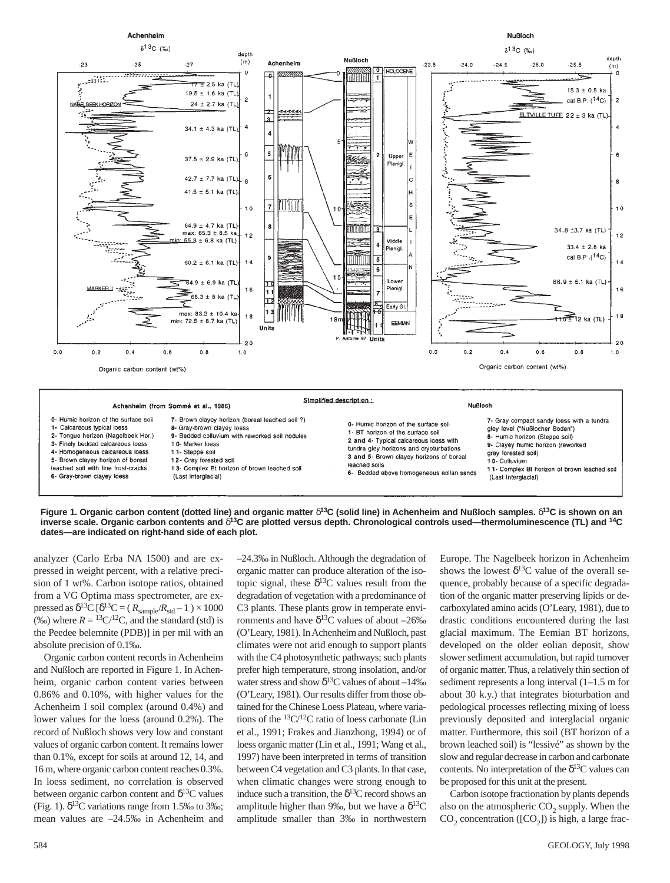**Figure 1. Organic carbon content (dotted line) and organic matter δ$^{13}$C (solid line) in Achenheim and Nußloch samples. δ$^{13}$C is shown on an inverse scale. Organic carbon contents and δ$^{13}$C are plotted versus depth. Chronological controls used—thermoluminescence (TL) and $^{14}$C dates—are indicated on right-hand side of each plot.**

analyzer (Carlo Erba NA 1500) and are expressed in weight percent, with a relative precision of 1 wt%. Carbon isotope ratios, obtained from a VG Optima mass spectrometer, are expressed as δ$^{13}$C [$\delta^{13}C = (R_{sample}/R_{std} - 1) \times 1000$ (‰) where $R = {}^{13}C/{}^{12}C$, and the standard (std) is the Peedee belemnite (PDB)] in per mil with an absolute precision of 0.1‰.

Organic carbon content records in Achenheim and Nußloch are reported in Figure 1. In Achenheim, organic carbon content varies between 0.86% and 0.10%, with higher values for the Achenheim I soil complex (around 0.4%) and lower values for the loess (around 0.2%). The record of Nußloch shows very low and constant values of organic carbon content. It remains lower than 0.1%, except for soils at around 12, 14, and 16 m, where organic carbon content reaches 0.3%. In loess sediment, no correlation is observed between organic carbon content and δ$^{13}$C values (Fig. 1). δ$^{13}$C variations range from 1.5‰ to 3‰; mean values are –24.5‰ in Achenheim and –24.3‰ in Nußloch. Although the degradation of organic matter can produce alteration of the isotopic signal, these δ$^{13}$C values result from the degradation of vegetation with a predominance of C3 plants. These plants grow in temperate environments and have δ$^{13}$C values of about –26‰ (O'Leary, 1981). In Achenheim and Nußloch, past climates were not arid enough to support plants with the C4 photosynthetic pathways; such plants prefer high temperature, strong insolation, and/or water stress and show δ$^{13}$C values of about –14‰ (O'Leary, 1981). Our results differ from those obtained for the Chinese Loess Plateau, where variations of the $^{13}C/^{12}C$ ratio of loess carbonate (Lin et al., 1991; Frakes and Jianzhong, 1994) or of loess organic matter (Lin et al., 1991; Wang et al., 1997) have been interpreted in terms of transition between C4 vegetation and C3 plants. In that case, when climatic changes were strong enough to induce such a transition, the δ$^{13}$C record shows an amplitude higher than 9‰, but we have a δ$^{13}$C amplitude smaller than 3‰ in northwestern Europe. The Nagelbeek horizon in Achenheim shows the lowest δ$^{13}$C value of the overall sequence, probably because of a specific degradation of the organic matter preserving lipids or decarboxylated amino acids (O'Leary, 1981), due to drastic conditions encountered during the last glacial maximum. The Eemian BT horizons, developed on the older eolian deposit, show slower sediment accumulation, but rapid turnover of organic matter. Thus, a relatively thin section of sediment represents a long interval (1–1.5 m for about 30 k.y.) that integrates bioturbation and pedological processes reflecting mixing of loess previously deposited and interglacial organic matter. Furthermore, this soil (BT horizon of a brown leached soil) is "lessivé" as shown by the slow and regular decrease in carbon and carbonate contents. No interpretation of the δ$^{13}$C values can be proposed for this unit at the present.

Carbon isotope fractionation by plants depends also on the atmospheric $CO_2$ supply. When the $CO_2$ concentration ([$CO_2$]) is high, a large frac-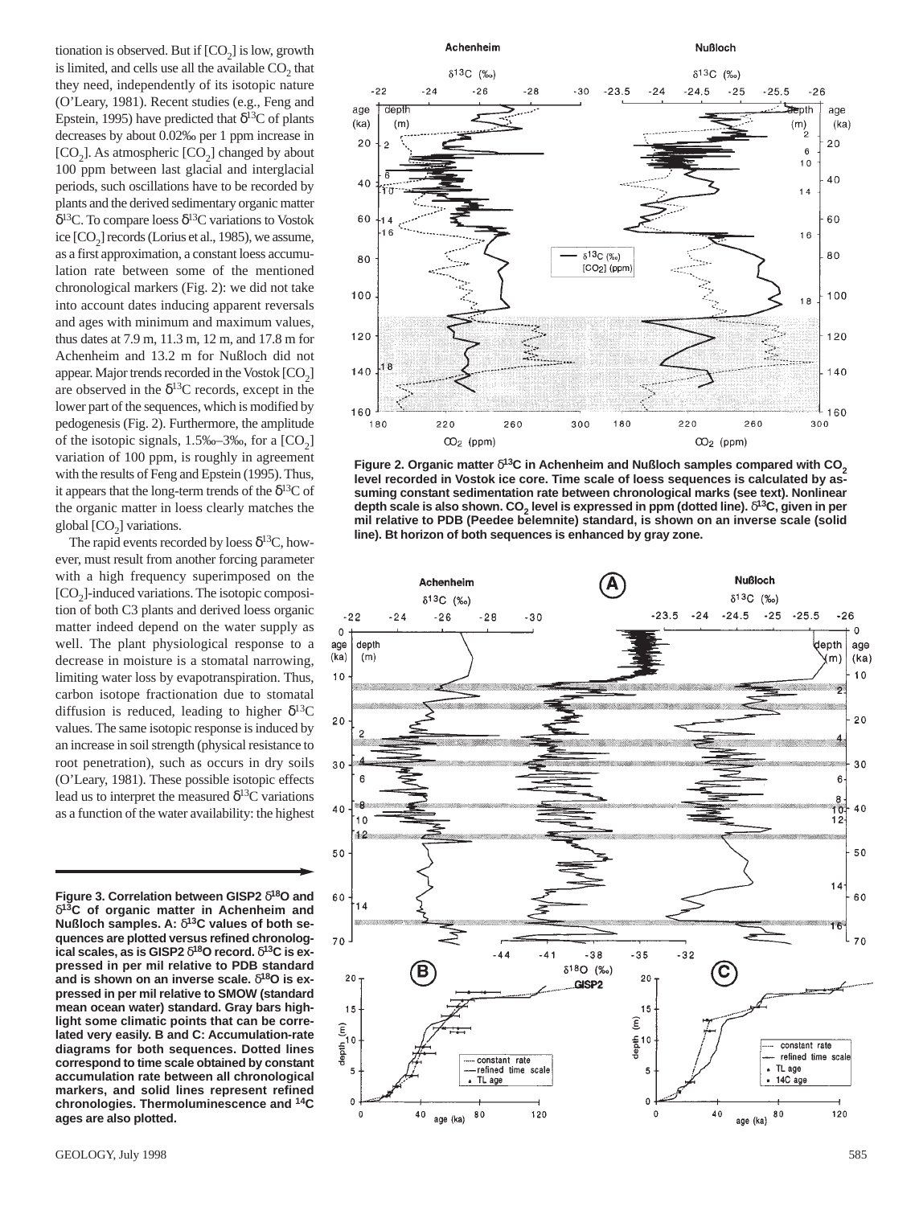tionation is observed. But if [$CO_2$] is low, growth is limited, and cells use all the available $CO_2$ that they need, independently of its isotopic nature (O'Leary, 1981). Recent studies (e.g., Feng and Epstein, 1995) have predicted that $\delta^{13}C$ of plants decreases by about 0.02‰ per 1 ppm increase in [$CO_2$]. As atmospheric [$CO_2$] changed by about 100 ppm between last glacial and interglacial periods, such oscillations have to be recorded by plants and the derived sedimentary organic matter $\delta^{13}C$. To compare loess $\delta^{13}C$ variations to Vostok ice [$CO_2$] records (Lorius et al., 1985), we assume, as a first approximation, a constant loess accumulation rate between some of the mentioned chronological markers (Fig. 2): we did not take into account dates inducing apparent reversals and ages with minimum and maximum values, thus dates at 7.9 m, 11.3 m, 12 m, and 17.8 m for Achenheim and 13.2 m for Nußloch did not appear. Major trends recorded in the Vostok [$CO_2$] are observed in the $\delta^{13}C$ records, except in the lower part of the sequences, which is modified by pedogenesis (Fig. 2). Furthermore, the amplitude of the isotopic signals, 1.5‰–3‰, for a [$CO_2$] variation of 100 ppm, is roughly in agreement with the results of Feng and Epstein (1995). Thus, it appears that the long-term trends of the $\delta^{13}C$ of the organic matter in loess clearly matches the global [$CO_2$] variations.

The rapid events recorded by loess $\delta^{13}C$, however, must result from another forcing parameter with a high frequency superimposed on the [$CO_2$]-induced variations. The isotopic composition of both C3 plants and derived loess organic matter indeed depend on the water supply as well. The plant physiological response to a decrease in moisture is a stomatal narrowing, limiting water loss by evapotranspiration. Thus, carbon isotope fractionation due to stomatal diffusion is reduced, leading to higher $\delta^{13}C$ values. The same isotopic response is induced by an increase in soil strength (physical resistance to root penetration), such as occurs in dry soils (O'Leary, 1981). These possible isotopic effects lead us to interpret the measured $\delta^{13}C$ variations as a function of the water availability: the highest

**Figure 2. Organic matter $\delta^{13}C$ in Achenheim and Nußloch samples compared with $CO_2$ level recorded in Vostok ice core. Time scale of loess sequences is calculated by assuming constant sedimentation rate between chronological marks (see text). Nonlinear depth scale is also shown. $CO_2$ level is expressed in ppm (dotted line). $\delta^{13}C$, given in per mil relative to PDB (Peedee belemnite) standard, is shown on an inverse scale (solid line). Bt horizon of both sequences is enhanced by gray zone.**

**Figure 3. Correlation between GISP2 $\delta^{18}O$ and $\delta^{13}C$ of organic matter in Achenheim and Nußloch samples. A: $\delta^{13}C$ values of both sequences are plotted versus refined chronological scales, as is GISP2 $\delta^{18}O$ record. $\delta^{13}C$ is expressed in per mil relative to PDB standard and is shown on an inverse scale. $\delta^{18}O$ is expressed in per mil relative to SMOW (standard mean ocean water) standard. Gray bars highlight some climatic points that can be correlated very easily. B and C: Accumulation-rate diagrams for both sequences. Dotted lines correspond to time scale obtained by constant accumulation rate between all chronological markers, and solid lines represent refined chronologies. Thermoluminescence and $^{14}C$ ages are also plotted.**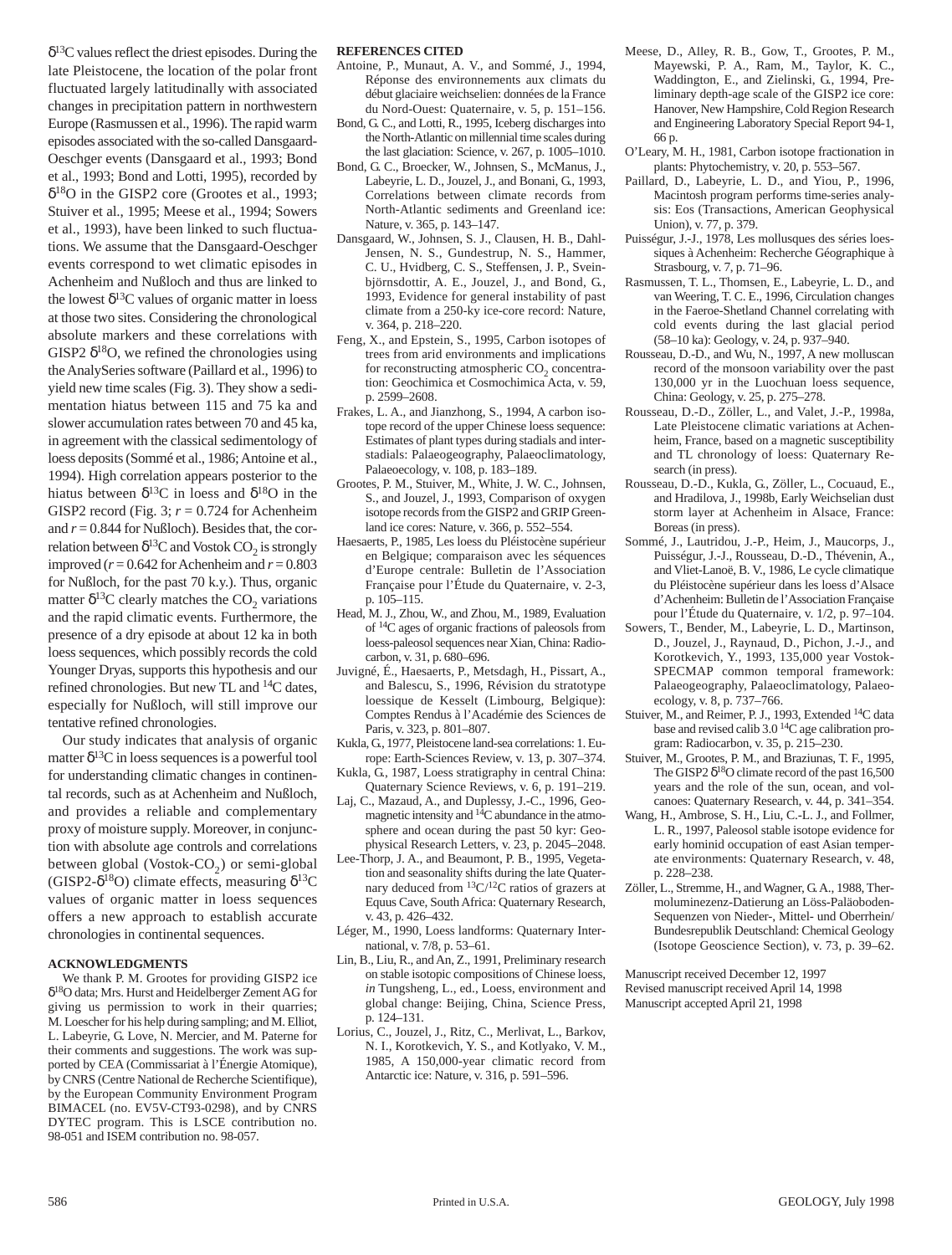$\delta^{13}C$ values reflect the driest episodes. During the late Pleistocene, the location of the polar front fluctuated largely latitudinally with associated changes in precipitation pattern in northwestern Europe (Rasmussen et al., 1996). The rapid warm episodes associated with the so-called Dansgaard-Oeschger events (Dansgaard et al., 1993; Bond et al., 1993; Bond and Lotti, 1995), recorded by $\delta^{18}O$ in the GISP2 core (Grootes et al., 1993; Stuiver et al., 1995; Meese et al., 1994; Sowers et al., 1993), have been linked to such fluctuations. We assume that the Dansgaard-Oeschger events correspond to wet climatic episodes in Achenheim and Nußloch and thus are linked to the lowest $\delta^{13}C$ values of organic matter in loess at those two sites. Considering the chronological absolute markers and these correlations with GISP2 $\delta^{18}O$, we refined the chronologies using the AnalySeries software (Paillard et al., 1996) to yield new time scales (Fig. 3). They show a sedimentation hiatus between 115 and 75 ka and slower accumulation rates between 70 and 45 ka, in agreement with the classical sedimentology of loess deposits (Sommé et al., 1986; Antoine et al., 1994). High correlation appears posterior to the hiatus between $\delta^{13}C$ in loess and $\delta^{18}O$ in the GISP2 record (Fig. 3; $r = 0.724$ for Achenheim and $r = 0.844$ for Nußloch). Besides that, the correlation between $\delta^{13}C$ and Vostok $CO_2$ is strongly improved ($r = 0.642$ for Achenheim and $r = 0.803$ for Nußloch, for the past 70 k.y.). Thus, organic matter $\delta^{13}C$ clearly matches the $CO_2$ variations and the rapid climatic events. Furthermore, the presence of a dry episode at about 12 ka in both loess sequences, which possibly records the cold Younger Dryas, supports this hypothesis and our refined chronologies. But new TL and $^{14}C$ dates, especially for Nußloch, will still improve our tentative refined chronologies.

Our study indicates that analysis of organic matter $\delta^{13}C$ in loess sequences is a powerful tool for understanding climatic changes in continental records, such as at Achenheim and Nußloch, and provides a reliable and complementary proxy of moisture supply. Moreover, in conjunction with absolute age controls and correlations between global (Vostok-$CO_2$) or semi-global (GISP2-$\delta^{18}O$) climate effects, measuring $\delta^{13}C$ values of organic matter in loess sequences offers a new approach to establish accurate chronologies in continental sequences.

## ACKNOWLEDGMENTS

We thank P. M. Grootes for providing GISP2 ice $\delta^{18}O$ data; Mrs. Hurst and Heidelberger Zement AG for giving us permission to work in their quarries; M. Loescher for his help during sampling; and M. Elliot, L. Labeyrie, G. Love, N. Mercier, and M. Paterne for their comments and suggestions. The work was supported by CEA (Commissariat à l'Énergie Atomique), by CNRS (Centre National de Recherche Scientifique), by the European Community Environment Program BIMACEL (no. EV5V-CT93-0298), and by CNRS DYTEC program. This is LSCE contribution no. 98-051 and ISEM contribution no. 98-057.

## REFERENCES CITED

Antoine, P., Munaut, A. V., and Sommé, J., 1994, Réponse des environnements aux climats du début glaciaire weichselien: données de la France du Nord-Ouest: Quaternaire, v. 5, p. 151–156.

Bond, G. C., and Lotti, R., 1995, Iceberg discharges into the North-Atlantic on millennial time scales during the last glaciation: Science, v. 267, p. 1005–1010.

Bond, G. C., Broecker, W., Johnsen, S., McManus, J., Labeyrie, L. D., Jouzel, J., and Bonani, G., 1993, Correlations between climate records from North-Atlantic sediments and Greenland ice: Nature, v. 365, p. 143–147.

Dansgaard, W., Johnsen, S. J., Clausen, H. B., Dahl-Jensen, N. S., Gundestrup, N. S., Hammer, C. U., Hvidberg, C. S., Steffensen, J. P., Sveinbjörnsdottir, A. E., Jouzel, J., and Bond, G., 1993, Evidence for general instability of past climate from a 250-ky ice-core record: Nature, v. 364, p. 218–220.

Feng, X., and Epstein, S., 1995, Carbon isotopes of trees from arid environments and implications for reconstructing atmospheric $CO_2$ concentration: Geochimica et Cosmochimica Acta, v. 59, p. 2599–2608.

Frakes, L. A., and Jianzhong, S., 1994, A carbon isotope record of the upper Chinese loess sequence: Estimates of plant types during stadials and interstadials: Palaeogeography, Palaeoclimatology, Palaeoecology, v. 108, p. 183–189.

Grootes, P. M., Stuiver, M., White, J. W. C., Johnsen, S., and Jouzel, J., 1993, Comparison of oxygen isotope records from the GISP2 and GRIP Greenland ice cores: Nature, v. 366, p. 552–554.

Haesaerts, P., 1985, Les loess du Pléistocène supérieur en Belgique; comparaison avec les séquences d'Europe centrale: Bulletin de l'Association Française pour l'Étude du Quaternaire, v. 2-3, p. 105–115.

Head, M. J., Zhou, W., and Zhou, M., 1989, Evaluation of $^{14}C$ ages of organic fractions of paleosols from loess-paleosol sequences near Xian, China: Radiocarbon, v. 31, p. 680–696.

Juvigné, É., Haesaerts, P., Metsdagh, H., Pissart, A., and Balescu, S., 1996, Révision du stratotype loessique de Kesselt (Limbourg, Belgique): Comptes Rendus à l'Académie des Sciences de Paris, v. 323, p. 801–807.

Kukla, G., 1977, Pleistocene land-sea correlations: 1. Europe: Earth-Sciences Review, v. 13, p. 307–374.

Kukla, G., 1987, Loess stratigraphy in central China: Quaternary Science Reviews, v. 6, p. 191–219.

Laj, C., Mazaud, A., and Duplessy, J.-C., 1996, Geomagnetic intensity and $^{14}C$ abundance in the atmosphere and ocean during the past 50 kyr: Geophysical Research Letters, v. 23, p. 2045–2048.

Lee-Thorp, J. A., and Beaumont, P. B., 1995, Vegetation and seasonality shifts during the late Quaternary deduced from $^{13}C/^{12}C$ ratios of grazers at Equus Cave, South Africa: Quaternary Research, v. 43, p. 426–432.

Léger, M., 1990, Loess landforms: Quaternary International, v. 7/8, p. 53–61.

Lin, B., Liu, R., and An, Z., 1991, Preliminary research on stable isotopic compositions of Chinese loess, *in* Tungsheng, L., ed., Loess, environment and global change: Beijing, China, Science Press, p. 124–131.

Lorius, C., Jouzel, J., Ritz, C., Merlivat, L., Barkov, N. I., Korotkevich, Y. S., and Kotlyako, V. M., 1985, A 150,000-year climatic record from Antarctic ice: Nature, v. 316, p. 591–596.

Meese, D., Alley, R. B., Gow, T., Grootes, P. M., Mayewski, P. A., Ram, M., Taylor, K. C., Waddington, E., and Zielinski, G., 1994, Preliminary depth-age scale of the GISP2 ice core: Hanover, New Hampshire, Cold Region Research and Engineering Laboratory Special Report 94-1, 66 p.

O'Leary, M. H., 1981, Carbon isotope fractionation in plants: Phytochemistry, v. 20, p. 553–567.

Paillard, D., Labeyrie, L. D., and Yiou, P., 1996, Macintosh program performs time-series analysis: Eos (Transactions, American Geophysical Union), v. 77, p. 379.

Puisségur, J.-J., 1978, Les mollusques des séries loessiques à Achenheim: Recherche Géographique à Strasbourg, v. 7, p. 71–96.

Rasmussen, T. L., Thomsen, E., Labeyrie, L. D., and van Weering, T. C. E., 1996, Circulation changes in the Faeroe-Shetland Channel correlating with cold events during the last glacial period (58–10 ka): Geology, v. 24, p. 937–940.

Rousseau, D.-D., and Wu, N., 1997, A new molluscan record of the monsoon variability over the past 130,000 yr in the Luochuan loess sequence, China: Geology, v. 25, p. 275–278.

Rousseau, D.-D., Zöller, L., and Valet, J.-P., 1998a, Late Pleistocene climatic variations at Achenheim, France, based on a magnetic susceptibility and TL chronology of loess: Quaternary Research (in press).

Rousseau, D.-D., Kukla, G., Zöller, L., Cocuaud, E., and Hradilova, J., 1998b, Early Weichselian dust storm layer at Achenheim in Alsace, France: Boreas (in press).

Sommé, J., Lautridou, J.-P., Heim, J., Maucorps, J., Puisségur, J.-J., Rousseau, D.-D., Thévenin, A., and Vliet-Lanoë, B. V., 1986, Le cycle climatique du Pléistocène supérieur dans les loess d'Alsace d'Achenheim: Bulletin de l'Association Française pour l'Étude du Quaternaire, v. 1/2, p. 97–104.

Sowers, T., Bender, M., Labeyrie, L. D., Martinson, D., Jouzel, J., Raynaud, D., Pichon, J.-J., and Korotkevich, Y., 1993, 135,000 year Vostok-SPECMAP common temporal framework: Palaeogeography, Palaeoclimatology, Palaeoecology, v. 8, p. 737–766.

Stuiver, M., and Reimer, P. J., 1993, Extended $^{14}C$ data base and revised calib 3.0 $^{14}C$ age calibration program: Radiocarbon, v. 35, p. 215–230.

Stuiver, M., Grootes, P. M., and Braziunas, T. F., 1995, The GISP2 $\delta^{18}O$ climate record of the past 16,500 years and the role of the sun, ocean, and volcanoes: Quaternary Research, v. 44, p. 341–354.

Wang, H., Ambrose, S. H., Liu, C.-L. J., and Follmer, L. R., 1997, Paleosol stable isotope evidence for early hominid occupation of east Asian temperate environments: Quaternary Research, v. 48, p. 228–238.

Zöller, L., Stremme, H., and Wagner, G. A., 1988, Thermoluminezenz-Datierung an Löss-Paläoboden-Sequenzen von Nieder-, Mittel- und Oberrhein/ Bundesrepublik Deutschland: Chemical Geology (Isotope Geoscience Section), v. 73, p. 39–62.

Manuscript received December 12, 1997
Revised manuscript received April 14, 1998
Manuscript accepted April 21, 1998

Printed in U.S.A.